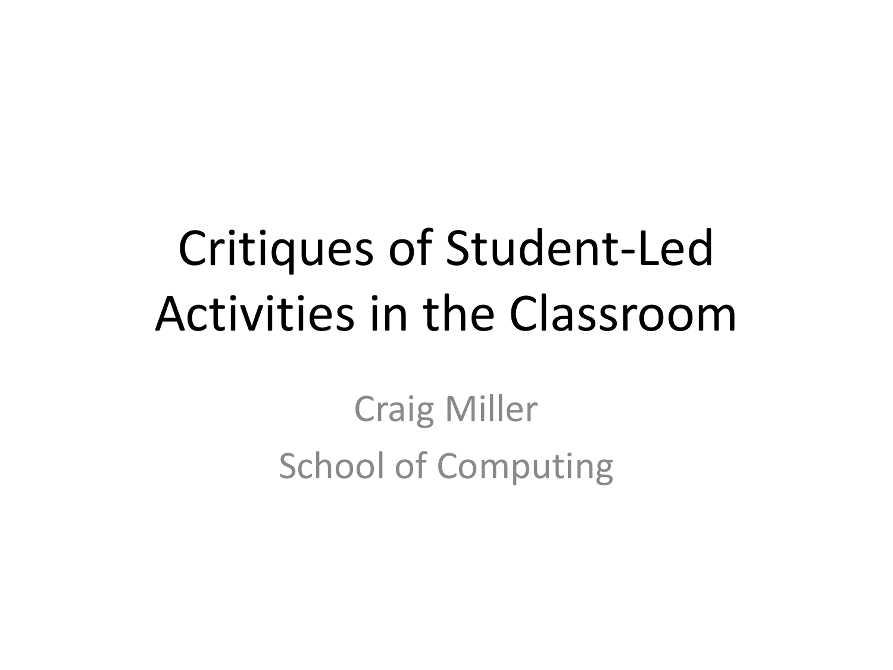# Critiques of Student-Led Activities in the Classroom

Craig Miller

School of Computing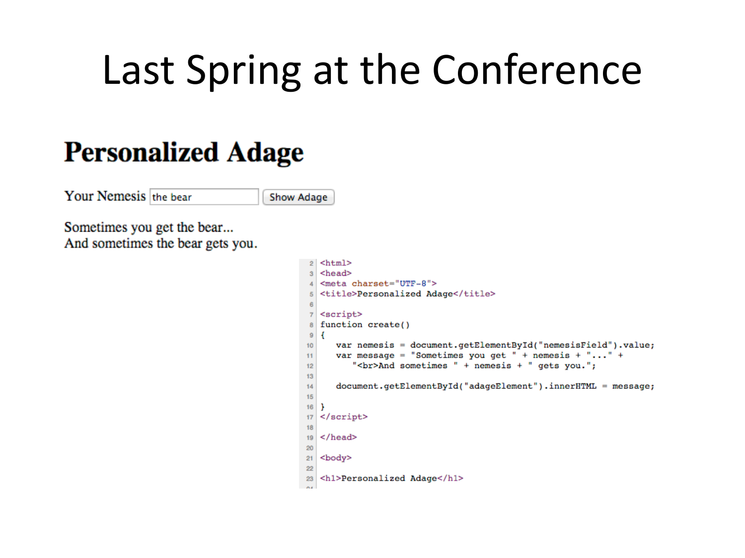# Last Spring at the Conference

## Personalized Adage

Your Nemesis [the bear] [Show Adage]

Sometimes you get the bear...
And sometimes the bear gets you.

```
2  <html>
3  <head>
4  <meta charset="UTF-8">
5  <title>Personalized Adage</title>
6
7  <script>
8  function create()
9  {
10     var nemesis = document.getElementById("nemesisField").value;
11     var message = "Sometimes you get " + nemesis + "..." +
12        "<br>And sometimes " + nemesis + " gets you.";
13
14     document.getElementById("adageElement").innerHTML = message;
15
16 }
17 </script>
18
19 </head>
20
21 <body>
22
23 <h1>Personalized Adage</h1>
```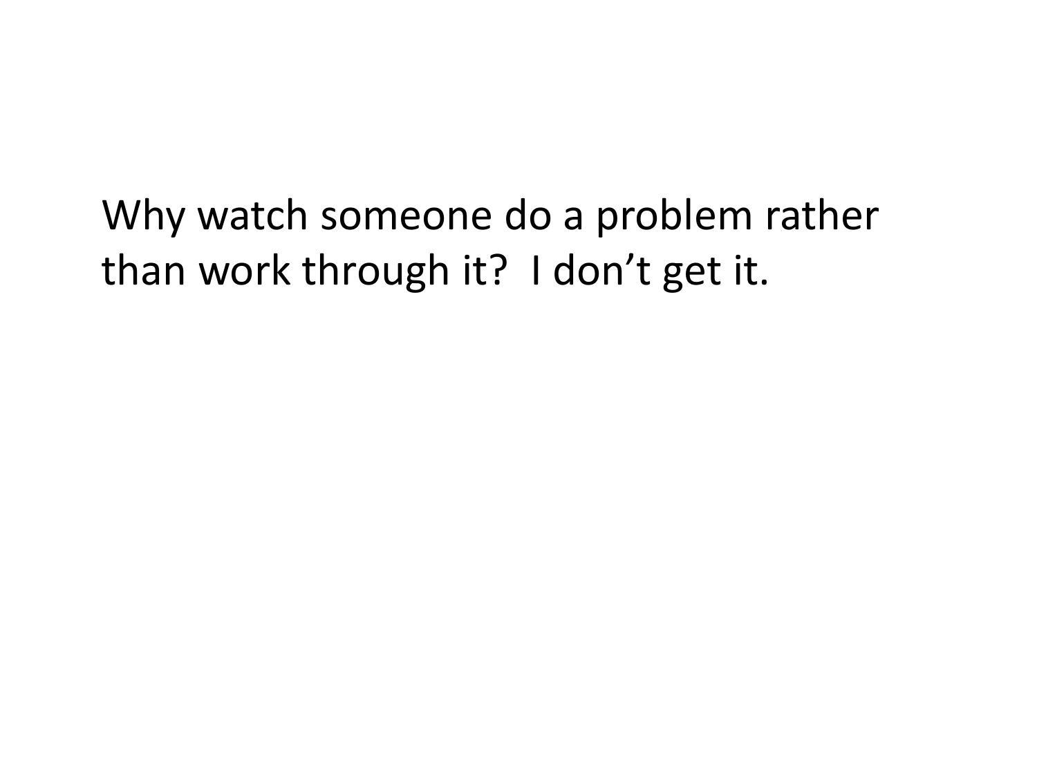Why watch someone do a problem rather than work through it? I don’t get it.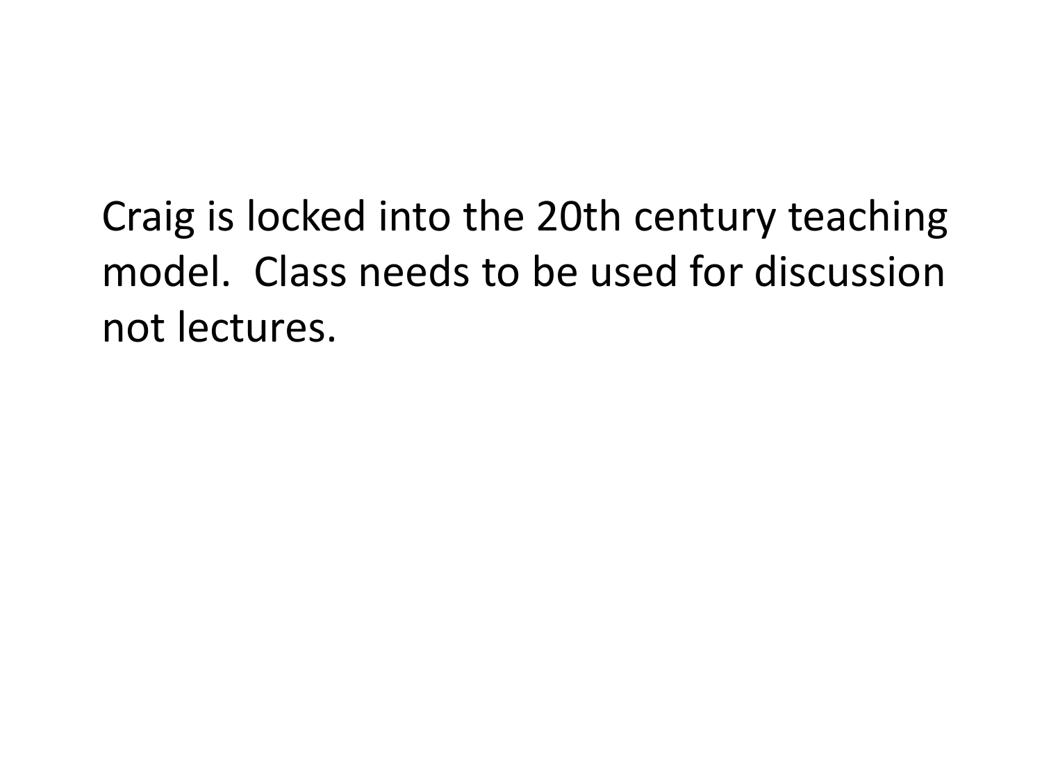Craig is locked into the 20th century teaching model. Class needs to be used for discussion not lectures.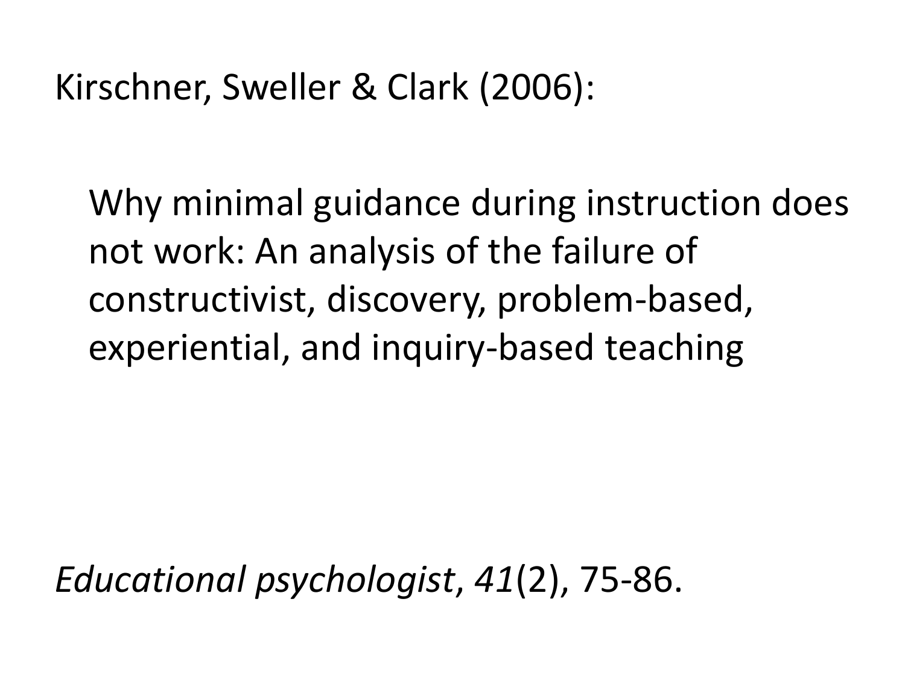Kirschner, Sweller & Clark (2006):

Why minimal guidance during instruction does not work: An analysis of the failure of constructivist, discovery, problem-based, experiential, and inquiry-based teaching

*Educational psychologist*, *41*(2), 75-86.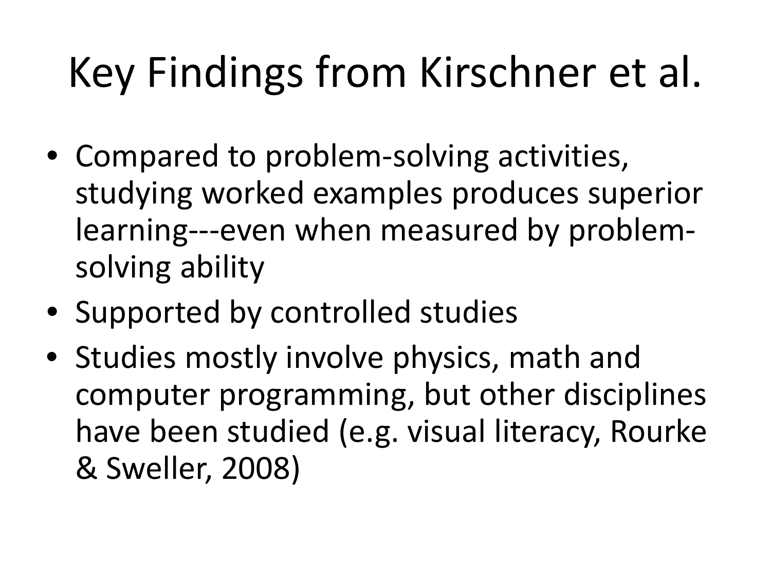# Key Findings from Kirschner et al.

- Compared to problem-solving activities, studying worked examples produces superior learning---even when measured by problem-solving ability
- Supported by controlled studies
- Studies mostly involve physics, math and computer programming, but other disciplines have been studied (e.g. visual literacy, Rourke & Sweller, 2008)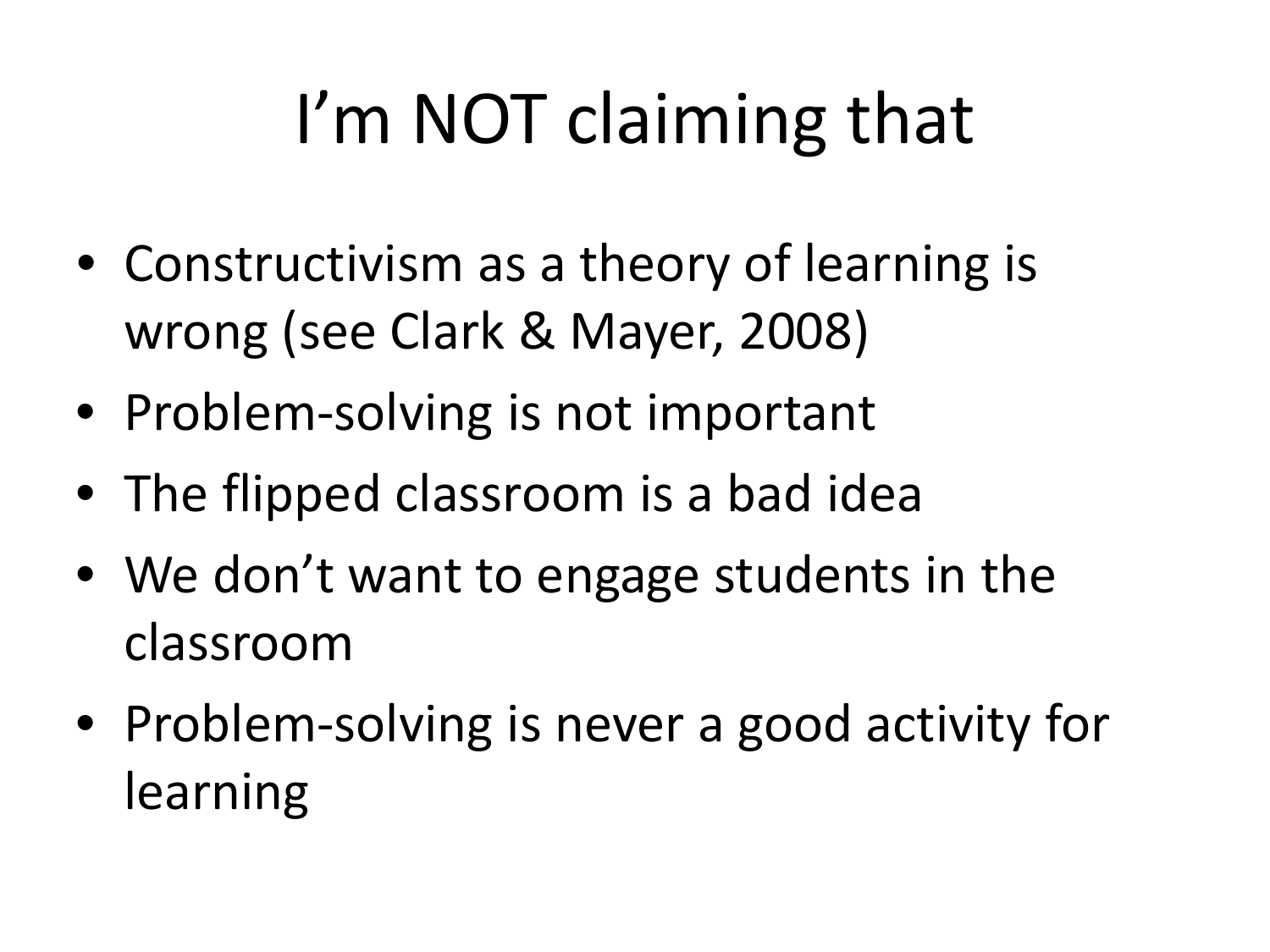# I’m NOT claiming that

- Constructivism as a theory of learning is wrong (see Clark & Mayer, 2008)
- Problem-solving is not important
- The flipped classroom is a bad idea
- We don’t want to engage students in the classroom
- Problem-solving is never a good activity for learning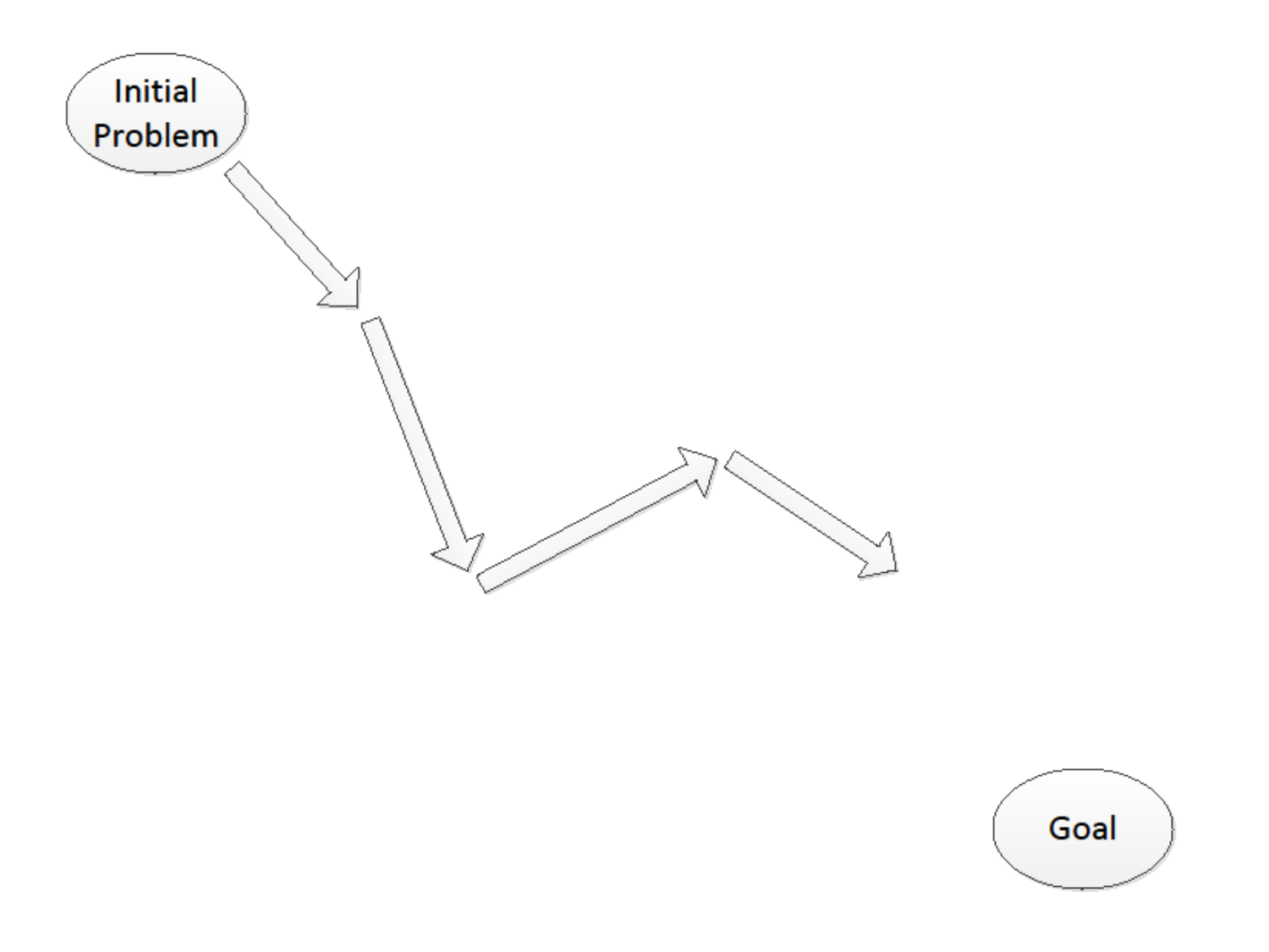Initial Problem

Goal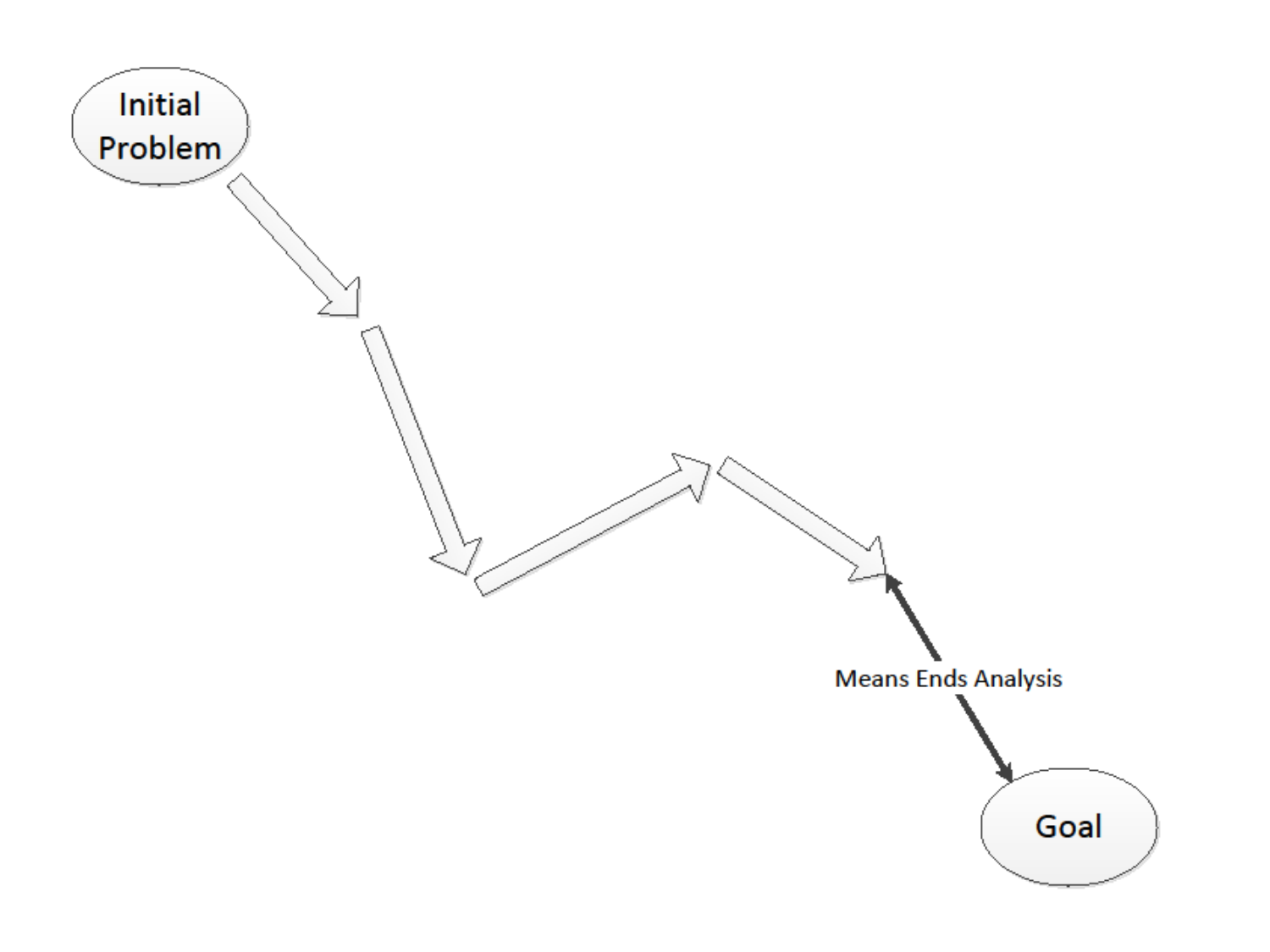Initial Problem

Means Ends Analysis

Goal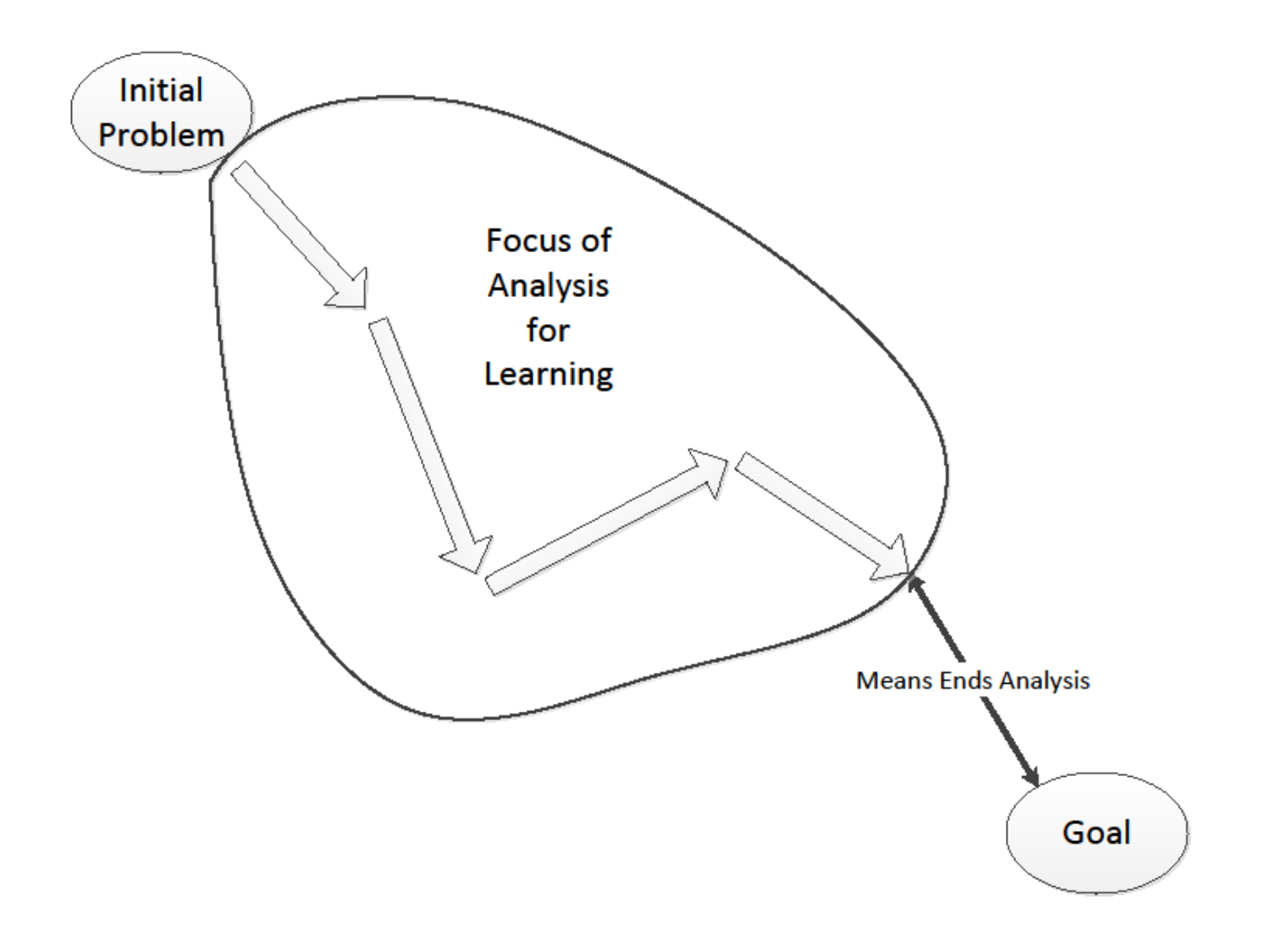Initial Problem

Focus of Analysis for Learning

Means Ends Analysis

Goal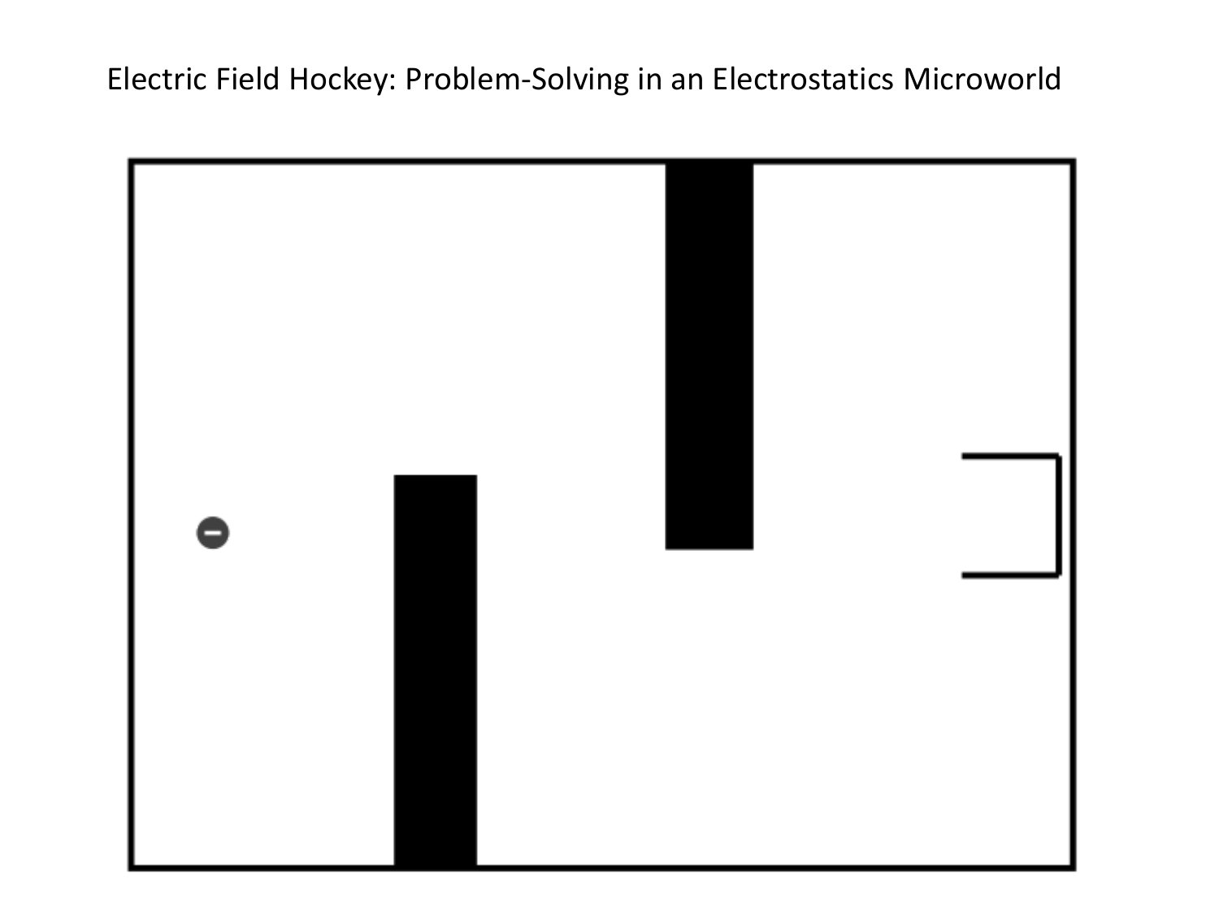Electric Field Hockey: Problem-Solving in an Electrostatics Microworld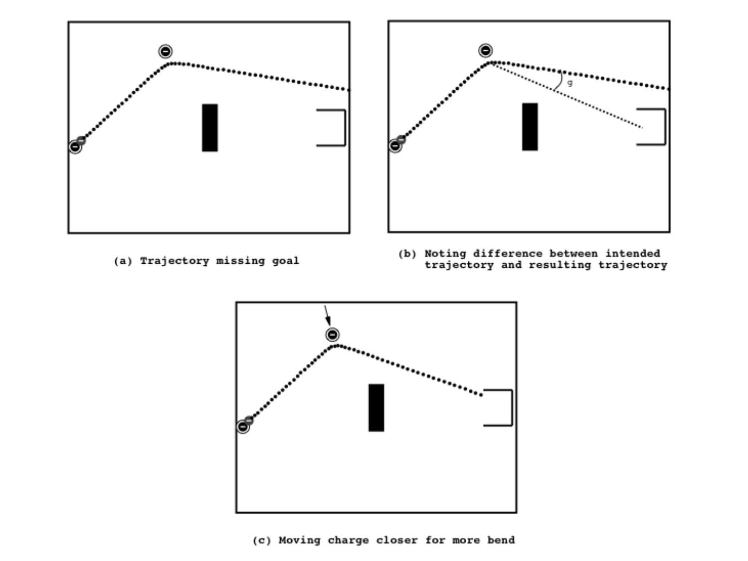(a) Trajectory missing goal

(b) Noting difference between intended trajectory and resulting trajectory

(c) Moving charge closer for more bend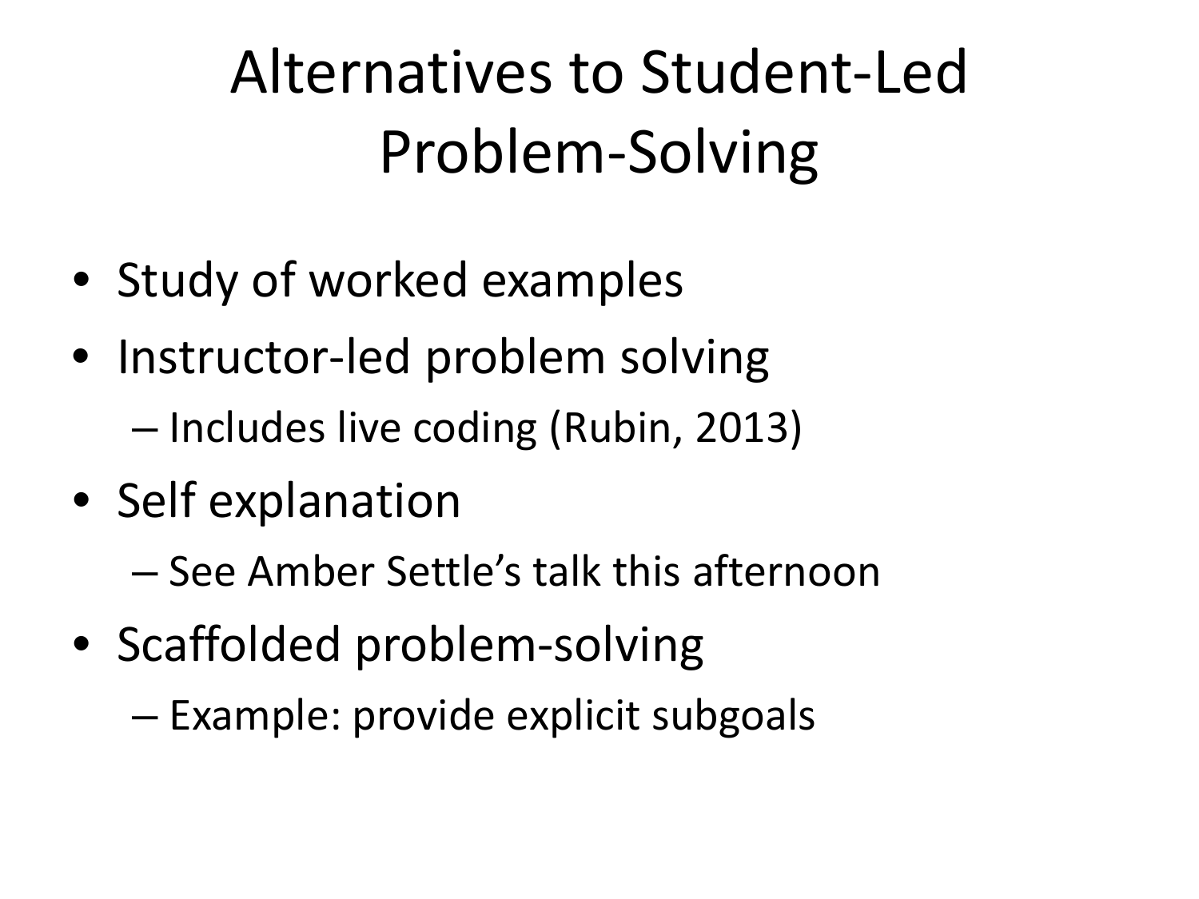# Alternatives to Student-Led Problem-Solving

- Study of worked examples
- Instructor-led problem solving
  - Includes live coding (Rubin, 2013)
- Self explanation
  - See Amber Settle's talk this afternoon
- Scaffolded problem-solving
  - Example: provide explicit subgoals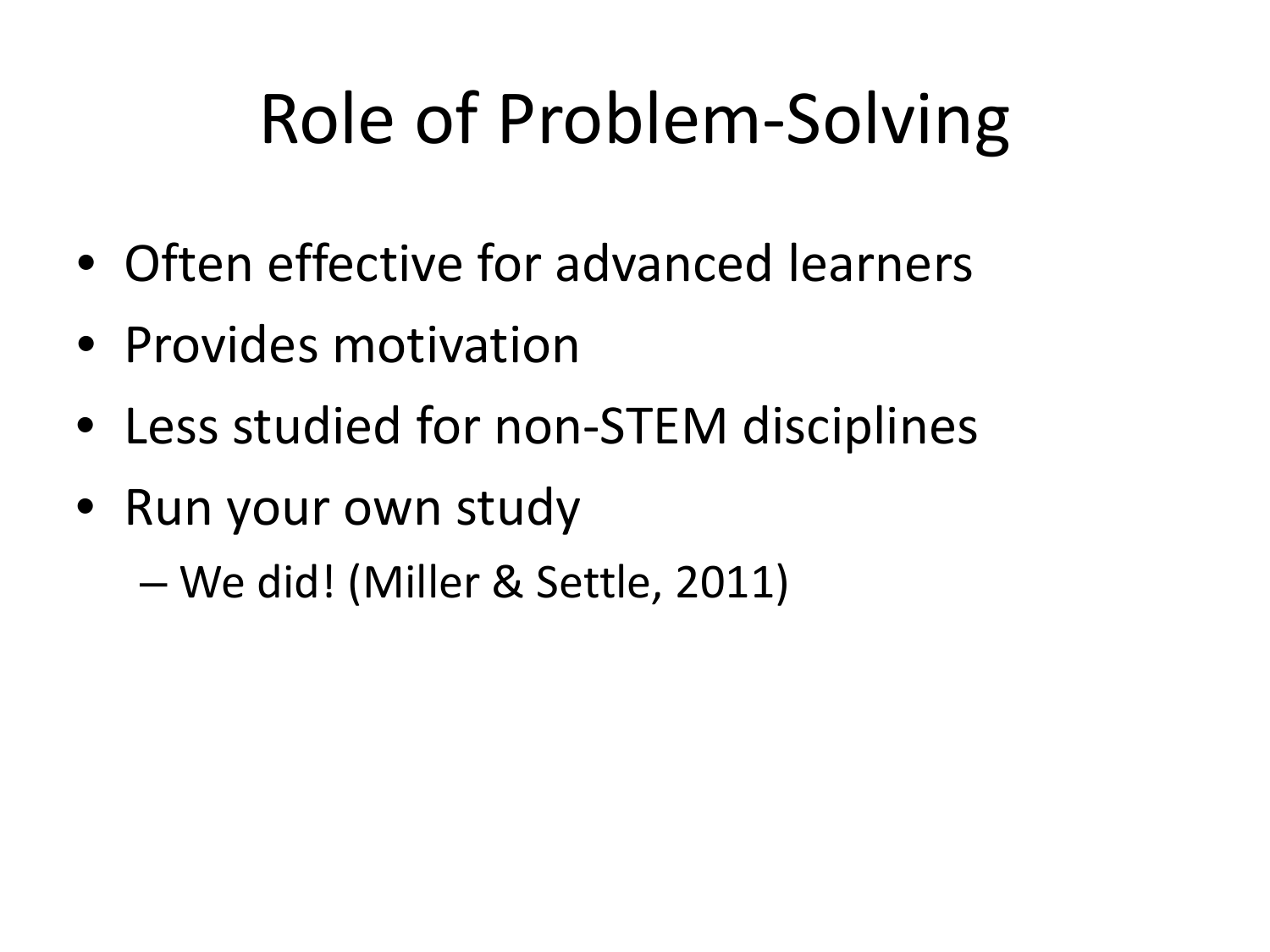# Role of Problem-Solving

- Often effective for advanced learners
- Provides motivation
- Less studied for non-STEM disciplines
- Run your own study
  - We did! (Miller & Settle, 2011)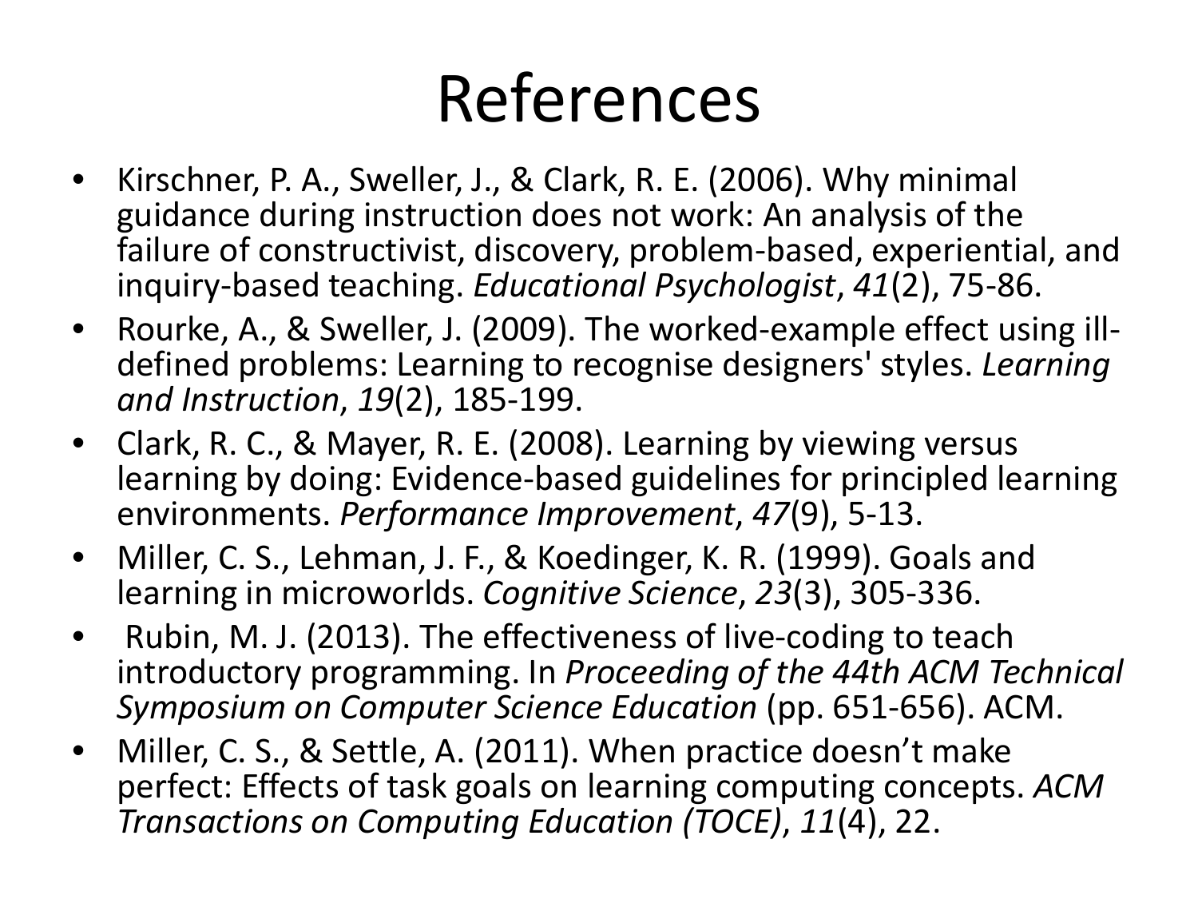# References

- Kirschner, P. A., Sweller, J., & Clark, R. E. (2006). Why minimal guidance during instruction does not work: An analysis of the failure of constructivist, discovery, problem-based, experiential, and inquiry-based teaching. *Educational Psychologist*, *41*(2), 75-86.
- Rourke, A., & Sweller, J. (2009). The worked-example effect using ill-defined problems: Learning to recognise designers' styles. *Learning and Instruction*, *19*(2), 185-199.
- Clark, R. C., & Mayer, R. E. (2008). Learning by viewing versus learning by doing: Evidence-based guidelines for principled learning environments. *Performance Improvement*, *47*(9), 5-13.
- Miller, C. S., Lehman, J. F., & Koedinger, K. R. (1999). Goals and learning in microworlds. *Cognitive Science*, *23*(3), 305-336.
- Rubin, M. J. (2013). The effectiveness of live-coding to teach introductory programming. In *Proceeding of the 44th ACM Technical Symposium on Computer Science Education* (pp. 651-656). ACM.
- Miller, C. S., & Settle, A. (2011). When practice doesn't make perfect: Effects of task goals on learning computing concepts. *ACM Transactions on Computing Education (TOCE)*, *11*(4), 22.